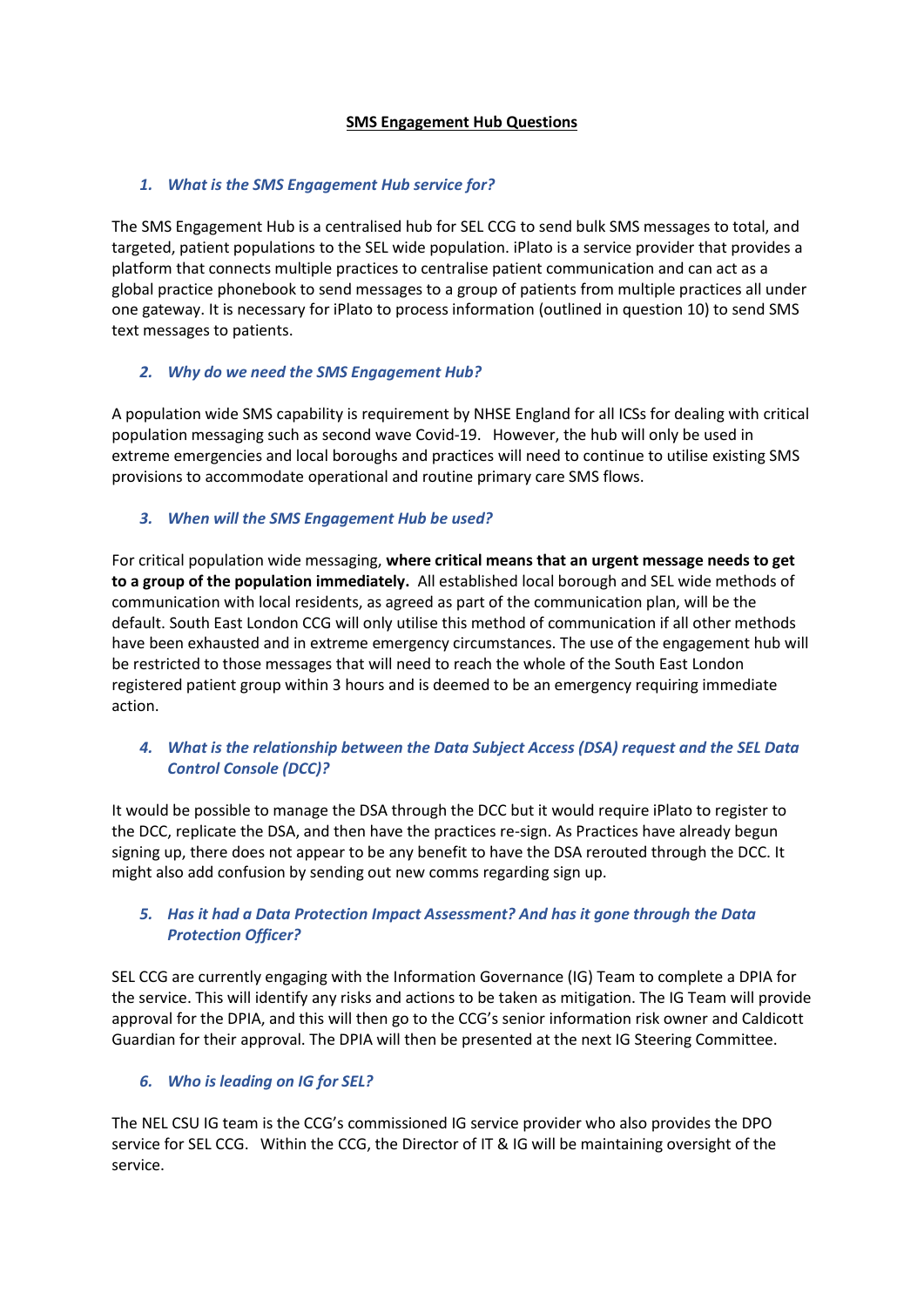# SMS Engagement Hub Questions

1. ***What is the SMS Engagement Hub service for?***

The SMS Engagement Hub is a centralised hub for SEL CCG to send bulk SMS messages to total, and targeted, patient populations to the SEL wide population. iPlato is a service provider that provides a platform that connects multiple practices to centralise patient communication and can act as a global practice phonebook to send messages to a group of patients from multiple practices all under one gateway. It is necessary for iPlato to process information (outlined in question 10) to send SMS text messages to patients.

2. ***Why do we need the SMS Engagement Hub?***

A population wide SMS capability is requirement by NHSE England for all ICSs for dealing with critical population messaging such as second wave Covid-19. However, the hub will only be used in extreme emergencies and local boroughs and practices will need to continue to utilise existing SMS provisions to accommodate operational and routine primary care SMS flows.

3. ***When will the SMS Engagement Hub be used?***

For critical population wide messaging, **where critical means that an urgent message needs to get to a group of the population immediately.** All established local borough and SEL wide methods of communication with local residents, as agreed as part of the communication plan, will be the default. South East London CCG will only utilise this method of communication if all other methods have been exhausted and in extreme emergency circumstances. The use of the engagement hub will be restricted to those messages that will need to reach the whole of the South East London registered patient group within 3 hours and is deemed to be an emergency requiring immediate action.

4. ***What is the relationship between the Data Subject Access (DSA) request and the SEL Data Control Console (DCC)?***

It would be possible to manage the DSA through the DCC but it would require iPlato to register to the DCC, replicate the DSA, and then have the practices re-sign. As Practices have already begun signing up, there does not appear to be any benefit to have the DSA rerouted through the DCC. It might also add confusion by sending out new comms regarding sign up.

5. ***Has it had a Data Protection Impact Assessment? And has it gone through the Data Protection Officer?***

SEL CCG are currently engaging with the Information Governance (IG) Team to complete a DPIA for the service. This will identify any risks and actions to be taken as mitigation. The IG Team will provide approval for the DPIA, and this will then go to the CCG's senior information risk owner and Caldicott Guardian for their approval. The DPIA will then be presented at the next IG Steering Committee.

6. ***Who is leading on IG for SEL?***

The NEL CSU IG team is the CCG's commissioned IG service provider who also provides the DPO service for SEL CCG. Within the CCG, the Director of IT & IG will be maintaining oversight of the service.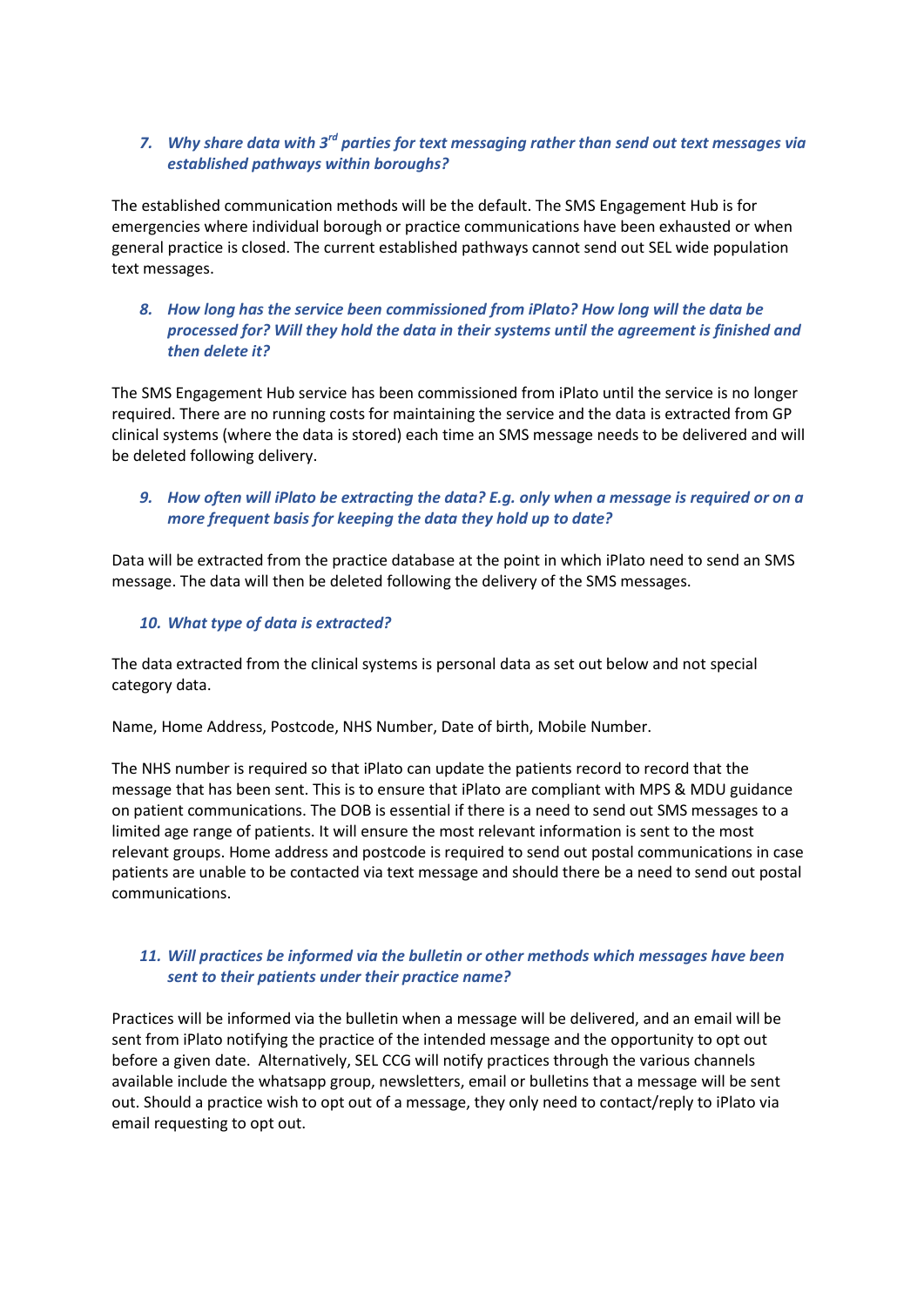### 7. *Why share data with 3rd parties for text messaging rather than send out text messages via established pathways within boroughs?*

The established communication methods will be the default. The SMS Engagement Hub is for emergencies where individual borough or practice communications have been exhausted or when general practice is closed. The current established pathways cannot send out SEL wide population text messages.

### 8. *How long has the service been commissioned from iPlato? How long will the data be processed for? Will they hold the data in their systems until the agreement is finished and then delete it?*

The SMS Engagement Hub service has been commissioned from iPlato until the service is no longer required. There are no running costs for maintaining the service and the data is extracted from GP clinical systems (where the data is stored) each time an SMS message needs to be delivered and will be deleted following delivery.

### 9. *How often will iPlato be extracting the data? E.g. only when a message is required or on a more frequent basis for keeping the data they hold up to date?*

Data will be extracted from the practice database at the point in which iPlato need to send an SMS message. The data will then be deleted following the delivery of the SMS messages.

### 10. *What type of data is extracted?*

The data extracted from the clinical systems is personal data as set out below and not special category data.

Name, Home Address, Postcode, NHS Number, Date of birth, Mobile Number.

The NHS number is required so that iPlato can update the patients record to record that the message that has been sent. This is to ensure that iPlato are compliant with MPS & MDU guidance on patient communications. The DOB is essential if there is a need to send out SMS messages to a limited age range of patients. It will ensure the most relevant information is sent to the most relevant groups. Home address and postcode is required to send out postal communications in case patients are unable to be contacted via text message and should there be a need to send out postal communications.

### 11. *Will practices be informed via the bulletin or other methods which messages have been sent to their patients under their practice name?*

Practices will be informed via the bulletin when a message will be delivered, and an email will be sent from iPlato notifying the practice of the intended message and the opportunity to opt out before a given date. Alternatively, SEL CCG will notify practices through the various channels available include the whatsapp group, newsletters, email or bulletins that a message will be sent out. Should a practice wish to opt out of a message, they only need to contact/reply to iPlato via email requesting to opt out.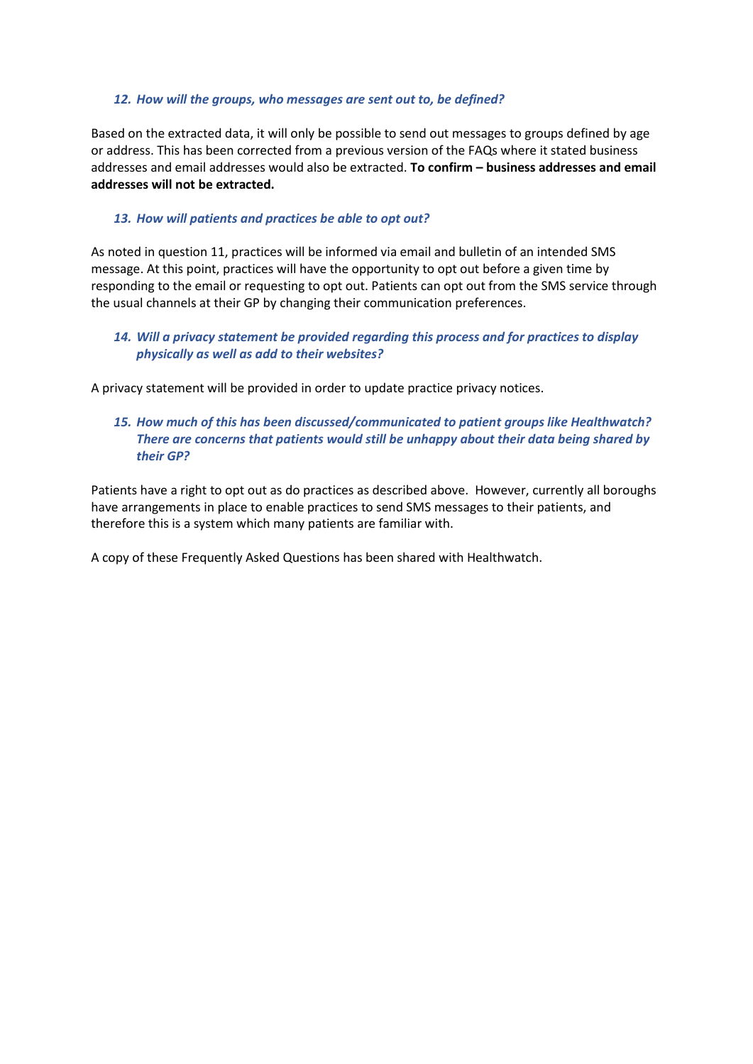### *12. How will the groups, who messages are sent out to, be defined?*

Based on the extracted data, it will only be possible to send out messages to groups defined by age or address. This has been corrected from a previous version of the FAQs where it stated business addresses and email addresses would also be extracted. **To confirm – business addresses and email addresses will not be extracted.**

### *13. How will patients and practices be able to opt out?*

As noted in question 11, practices will be informed via email and bulletin of an intended SMS message. At this point, practices will have the opportunity to opt out before a given time by responding to the email or requesting to opt out. Patients can opt out from the SMS service through the usual channels at their GP by changing their communication preferences.

### *14. Will a privacy statement be provided regarding this process and for practices to display physically as well as add to their websites?*

A privacy statement will be provided in order to update practice privacy notices.

### *15. How much of this has been discussed/communicated to patient groups like Healthwatch? There are concerns that patients would still be unhappy about their data being shared by their GP?*

Patients have a right to opt out as do practices as described above. However, currently all boroughs have arrangements in place to enable practices to send SMS messages to their patients, and therefore this is a system which many patients are familiar with.

A copy of these Frequently Asked Questions has been shared with Healthwatch.